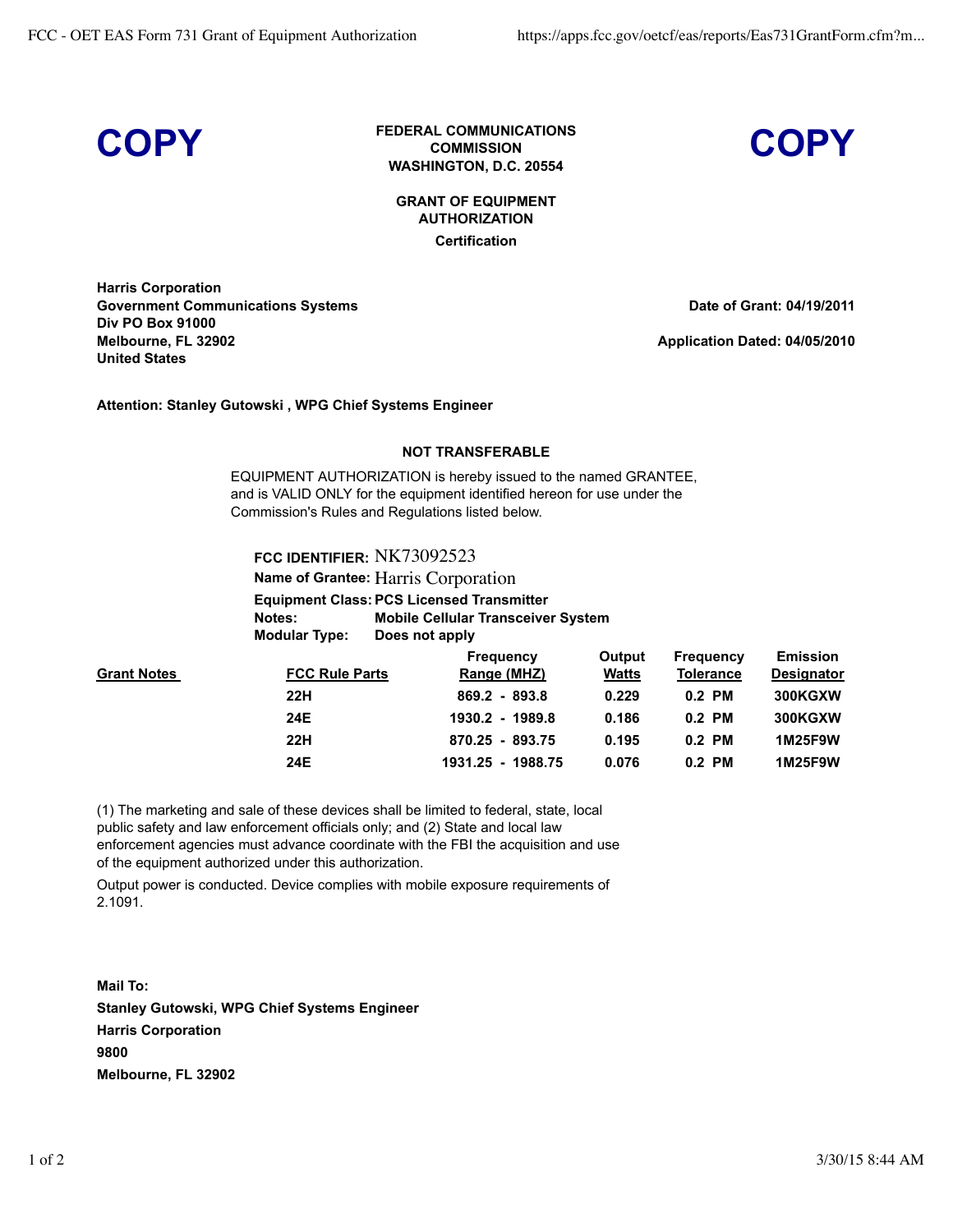**COPY** **FEDERAL COMMUNICATIONS COMMISSION** **COPY**

**WASHINGTON, D.C. 20554**

**GRANT OF EQUIPMENT AUTHORIZATION**

**Certification**

**Harris Corporation**
**Government Communications Systems**
**Div PO Box 91000**
**Melbourne, FL 32902**
**United States**

**Date of Grant: 04/19/2011**

**Application Dated: 04/05/2010**

**Attention: Stanley Gutowski , WPG Chief Systems Engineer**

**NOT TRANSFERABLE**

EQUIPMENT AUTHORIZATION is hereby issued to the named GRANTEE, and is VALID ONLY for the equipment identified hereon for use under the Commission's Rules and Regulations listed below.

**FCC IDENTIFIER:** NK73092523
**Name of Grantee:** Harris Corporation
**Equipment Class:** **PCS Licensed Transmitter**
**Notes:** **Mobile Cellular Transceiver System**
**Modular Type:** **Does not apply**

| Grant Notes | FCC Rule Parts | Frequency Range (MHZ) | Output Watts | Frequency Tolerance | Emission Designator |
|---|---|---|---|---|---|
| | 22H | 869.2 - 893.8 | 0.229 | 0.2 PM | 300KGXW |
| | 24E | 1930.2 - 1989.8 | 0.186 | 0.2 PM | 300KGXW |
| | 22H | 870.25 - 893.75 | 0.195 | 0.2 PM | 1M25F9W |
| | 24E | 1931.25 - 1988.75 | 0.076 | 0.2 PM | 1M25F9W |

(1) The marketing and sale of these devices shall be limited to federal, state, local public safety and law enforcement officials only; and (2) State and local law enforcement agencies must advance coordinate with the FBI the acquisition and use of the equipment authorized under this authorization.

Output power is conducted. Device complies with mobile exposure requirements of 2.1091.

**Mail To:**
**Stanley Gutowski, WPG Chief Systems Engineer**
**Harris Corporation**
**9800**
**Melbourne, FL 32902**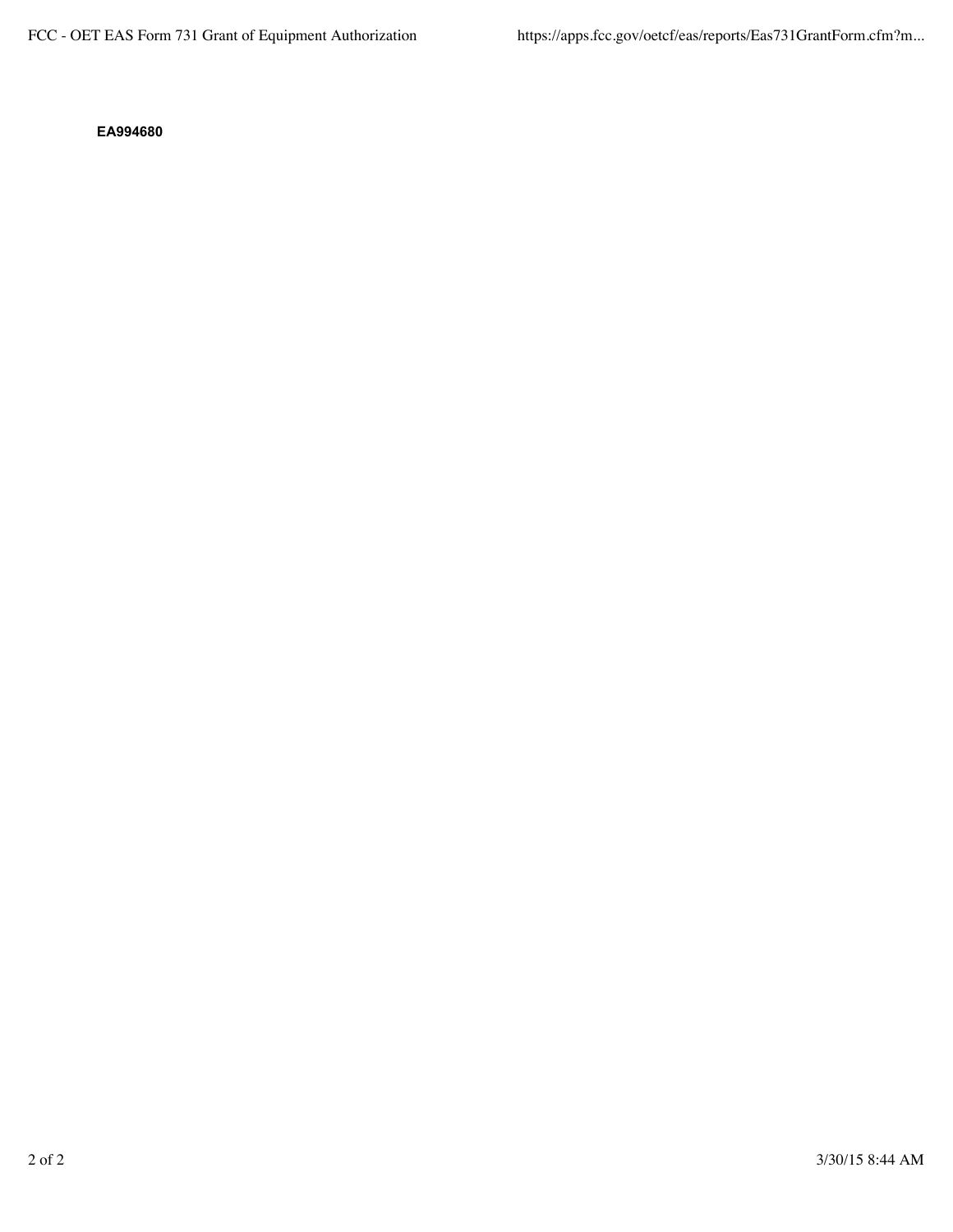**EA994680**